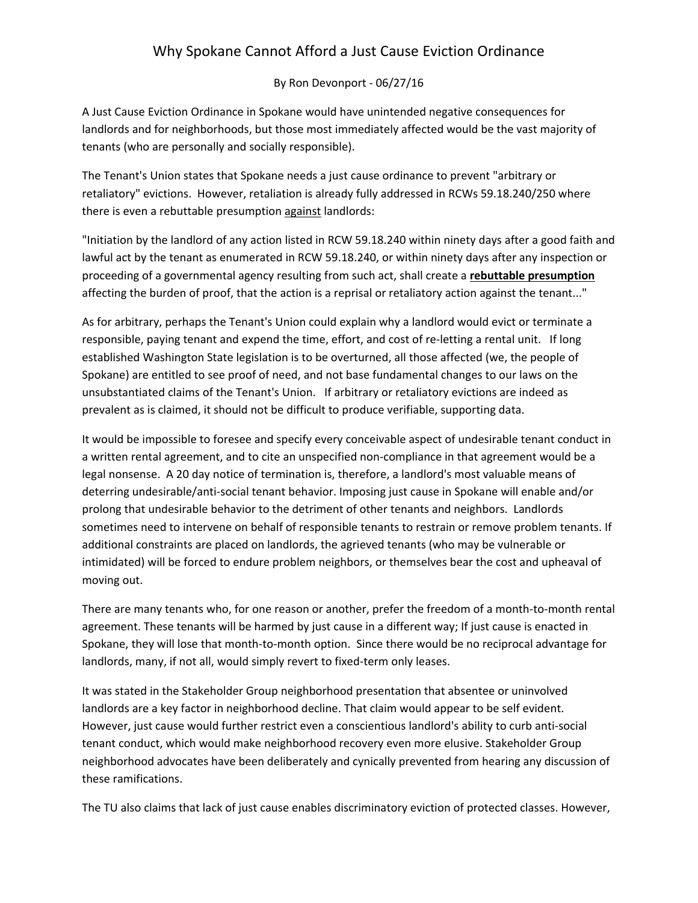# Why Spokane Cannot Afford a Just Cause Eviction Ordinance

By Ron Devonport - 06/27/16

A Just Cause Eviction Ordinance in Spokane would have unintended negative consequences for landlords and for neighborhoods, but those most immediately affected would be the vast majority of tenants (who are personally and socially responsible).

The Tenant's Union states that Spokane needs a just cause ordinance to prevent "arbitrary or retaliatory" evictions. However, retaliation is already fully addressed in RCWs 59.18.240/250 where there is even a rebuttable presumption <u>against</u> landlords:

"Initiation by the landlord of any action listed in RCW 59.18.240 within ninety days after a good faith and lawful act by the tenant as enumerated in RCW 59.18.240, or within ninety days after any inspection or proceeding of a governmental agency resulting from such act, shall create a <u>**rebuttable presumption**</u> affecting the burden of proof, that the action is a reprisal or retaliatory action against the tenant..."

As for arbitrary, perhaps the Tenant's Union could explain why a landlord would evict or terminate a responsible, paying tenant and expend the time, effort, and cost of re-letting a rental unit. If long established Washington State legislation is to be overturned, all those affected (we, the people of Spokane) are entitled to see proof of need, and not base fundamental changes to our laws on the unsubstantiated claims of the Tenant's Union. If arbitrary or retaliatory evictions are indeed as prevalent as is claimed, it should not be difficult to produce verifiable, supporting data.

It would be impossible to foresee and specify every conceivable aspect of undesirable tenant conduct in a written rental agreement, and to cite an unspecified non-compliance in that agreement would be a legal nonsense. A 20 day notice of termination is, therefore, a landlord's most valuable means of deterring undesirable/anti-social tenant behavior. Imposing just cause in Spokane will enable and/or prolong that undesirable behavior to the detriment of other tenants and neighbors. Landlords sometimes need to intervene on behalf of responsible tenants to restrain or remove problem tenants. If additional constraints are placed on landlords, the agrieved tenants (who may be vulnerable or intimidated) will be forced to endure problem neighbors, or themselves bear the cost and upheaval of moving out.

There are many tenants who, for one reason or another, prefer the freedom of a month-to-month rental agreement. These tenants will be harmed by just cause in a different way; If just cause is enacted in Spokane, they will lose that month-to-month option. Since there would be no reciprocal advantage for landlords, many, if not all, would simply revert to fixed-term only leases.

It was stated in the Stakeholder Group neighborhood presentation that absentee or uninvolved landlords are a key factor in neighborhood decline. That claim would appear to be self evident. However, just cause would further restrict even a conscientious landlord's ability to curb anti-social tenant conduct, which would make neighborhood recovery even more elusive. Stakeholder Group neighborhood advocates have been deliberately and cynically prevented from hearing any discussion of these ramifications.

The TU also claims that lack of just cause enables discriminatory eviction of protected classes. However,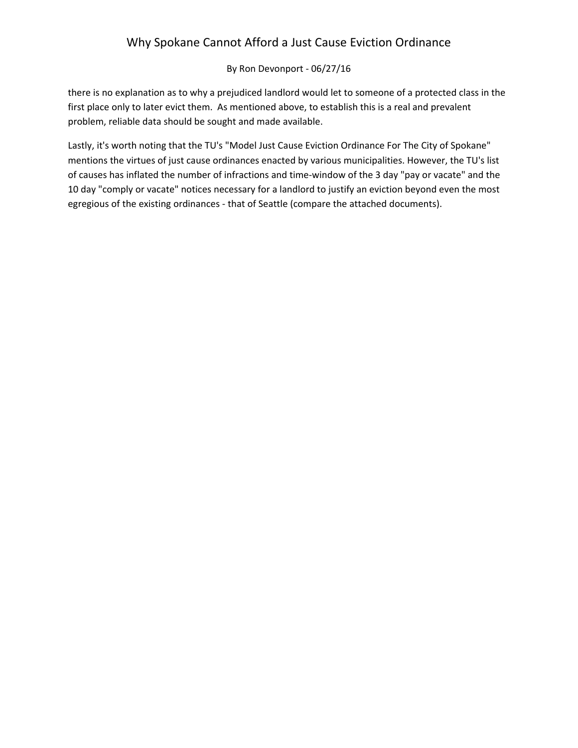there is no explanation as to why a prejudiced landlord would let to someone of a protected class in the first place only to later evict them. As mentioned above, to establish this is a real and prevalent problem, reliable data should be sought and made available.

Lastly, it's worth noting that the TU's "Model Just Cause Eviction Ordinance For The City of Spokane" mentions the virtues of just cause ordinances enacted by various municipalities. However, the TU's list of causes has inflated the number of infractions and time-window of the 3 day "pay or vacate" and the 10 day "comply or vacate" notices necessary for a landlord to justify an eviction beyond even the most egregious of the existing ordinances - that of Seattle (compare the attached documents).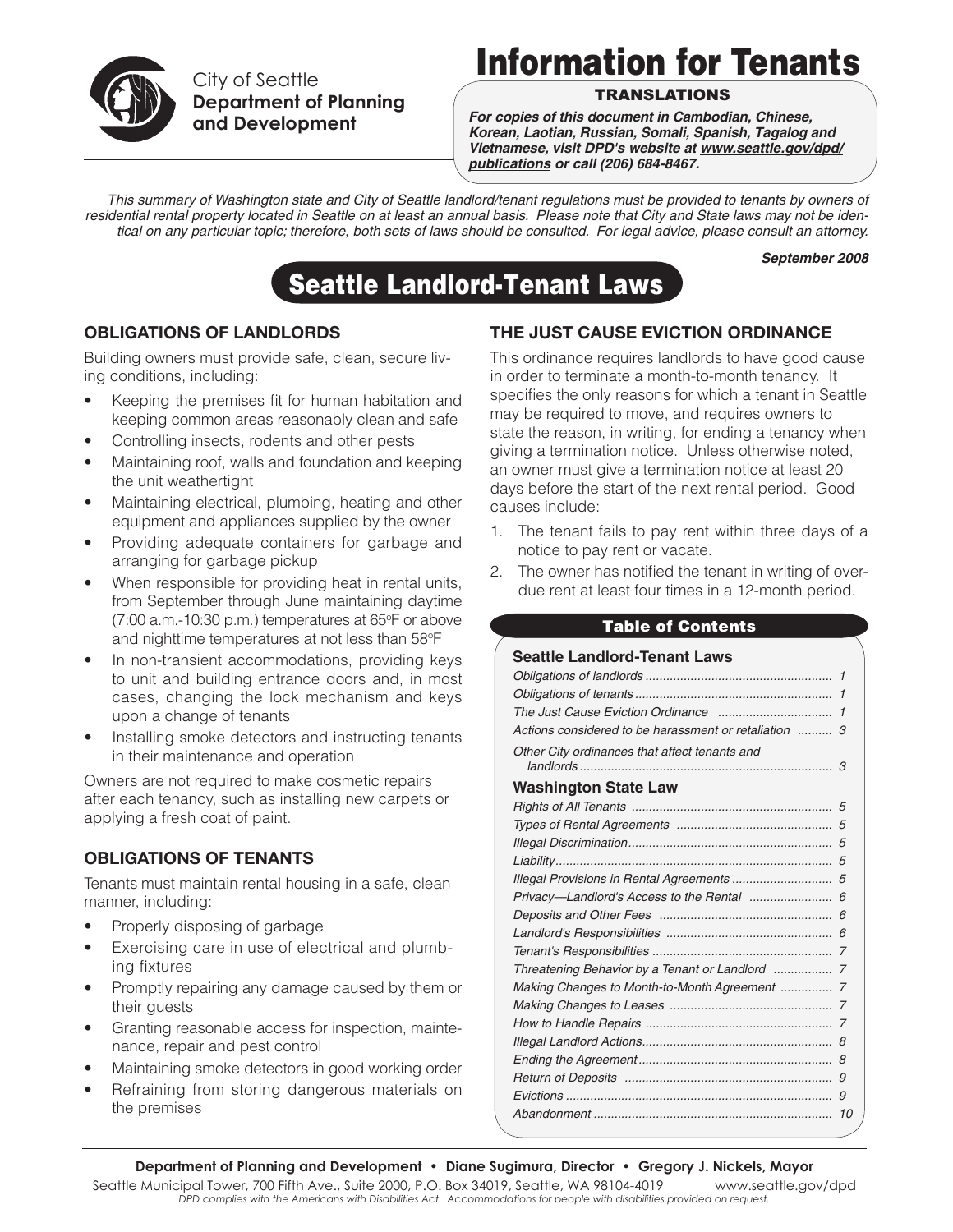City of Seattle
**Department of Planning and Development**

# Information for Tenants

**TRANSLATIONS**

***For copies of this document in Cambodian, Chinese, Korean, Laotian, Russian, Somali, Spanish, Tagalog and Vietnamese, visit DPD's website at www.seattle.gov/dpd/publications or call (206) 684-8467.***

*This summary of Washington state and City of Seattle landlord/tenant regulations must be provided to tenants by owners of residential rental property located in Seattle on at least an annual basis. Please note that City and State laws may not be identical on any particular topic; therefore, both sets of laws should be consulted. For legal advice, please consult an attorney.*

***September 2008***

## Seattle Landlord-Tenant Laws

### OBLIGATIONS OF LANDLORDS

Building owners must provide safe, clean, secure living conditions, including:

- Keeping the premises fit for human habitation and keeping common areas reasonably clean and safe
- Controlling insects, rodents and other pests
- Maintaining roof, walls and foundation and keeping the unit weathertight
- Maintaining electrical, plumbing, heating and other equipment and appliances supplied by the owner
- Providing adequate containers for garbage and arranging for garbage pickup
- When responsible for providing heat in rental units, from September through June maintaining daytime (7:00 a.m.-10:30 p.m.) temperatures at 65ºF or above and nighttime temperatures at not less than 58ºF
- In non-transient accommodations, providing keys to unit and building entrance doors and, in most cases, changing the lock mechanism and keys upon a change of tenants
- Installing smoke detectors and instructing tenants in their maintenance and operation

Owners are not required to make cosmetic repairs after each tenancy, such as installing new carpets or applying a fresh coat of paint.

### OBLIGATIONS OF TENANTS

Tenants must maintain rental housing in a safe, clean manner, including:

- Properly disposing of garbage
- Exercising care in use of electrical and plumbing fixtures
- Promptly repairing any damage caused by them or their guests
- Granting reasonable access for inspection, maintenance, repair and pest control
- Maintaining smoke detectors in good working order
- Refraining from storing dangerous materials on the premises

### THE JUST CAUSE EVICTION ORDINANCE

This ordinance requires landlords to have good cause in order to terminate a month-to-month tenancy. It specifies the only reasons for which a tenant in Seattle may be required to move, and requires owners to state the reason, in writing, for ending a tenancy when giving a termination notice. Unless otherwise noted, an owner must give a termination notice at least 20 days before the start of the next rental period. Good causes include:

1. The tenant fails to pay rent within three days of a notice to pay rent or vacate.
2. The owner has notified the tenant in writing of overdue rent at least four times in a 12-month period.

**Table of Contents**

**Seattle Landlord-Tenant Laws**

| Section | Page |
|---|---|
| *Obligations of landlords* | 1 |
| *Obligations of tenants* | 1 |
| *The Just Cause Eviction Ordinance* | 1 |
| *Actions considered to be harassment or retaliation* | 3 |
| *Other City ordinances that affect tenants and landlords* | 3 |

**Washington State Law**

| Section | Page |
|---|---|
| *Rights of All Tenants* | 5 |
| *Types of Rental Agreements* | 5 |
| *Illegal Discrimination* | 5 |
| *Liability* | 5 |
| *Illegal Provisions in Rental Agreements* | 5 |
| *Privacy—Landlord's Access to the Rental* | 6 |
| *Deposits and Other Fees* | 6 |
| *Landlord's Responsibilities* | 6 |
| *Tenant's Responsibilities* | 7 |
| *Threatening Behavior by a Tenant or Landlord* | 7 |
| *Making Changes to Month-to-Month Agreement* | 7 |
| *Making Changes to Leases* | 7 |
| *How to Handle Repairs* | 7 |
| *Illegal Landlord Actions* | 8 |
| *Ending the Agreement* | 8 |
| *Return of Deposits* | 9 |
| *Evictions* | 9 |
| *Abandonment* | 10 |

**Department of Planning and Development • Diane Sugimura, Director • Gregory J. Nickels, Mayor**

Seattle Municipal Tower, 700 Fifth Ave., Suite 2000, P.O. Box 34019, Seattle, WA 98104-4019 www.seattle.gov/dpd

*DPD complies with the Americans with Disabilities Act. Accommodations for people with disabilities provided on request.*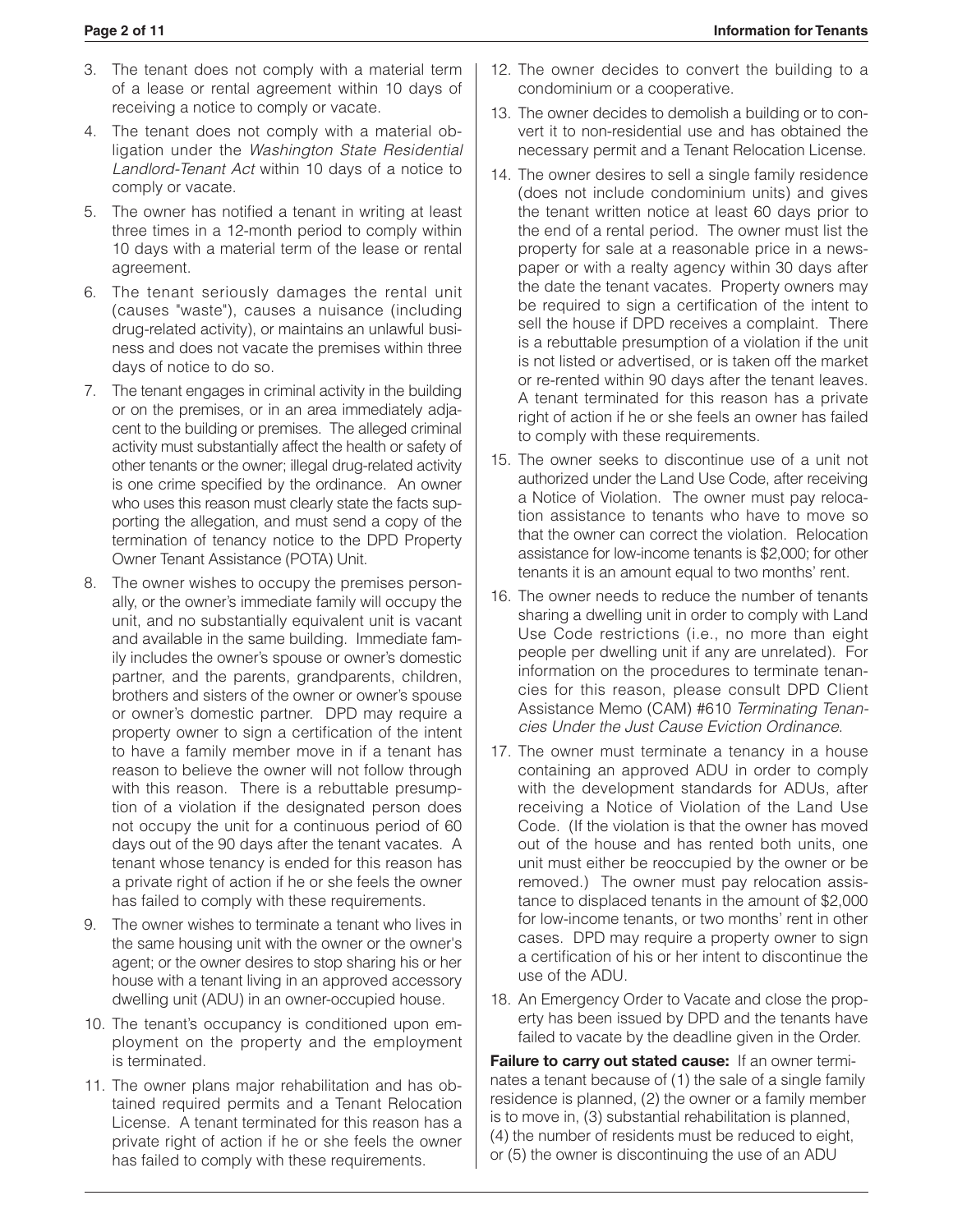3. The tenant does not comply with a material term of a lease or rental agreement within 10 days of receiving a notice to comply or vacate.
4. The tenant does not comply with a material obligation under the *Washington State Residential Landlord-Tenant Act* within 10 days of a notice to comply or vacate.
5. The owner has notified a tenant in writing at least three times in a 12-month period to comply within 10 days with a material term of the lease or rental agreement.
6. The tenant seriously damages the rental unit (causes "waste"), causes a nuisance (including drug-related activity), or maintains an unlawful business and does not vacate the premises within three days of notice to do so.
7. The tenant engages in criminal activity in the building or on the premises, or in an area immediately adjacent to the building or premises. The alleged criminal activity must substantially affect the health or safety of other tenants or the owner; illegal drug-related activity is one crime specified by the ordinance. An owner who uses this reason must clearly state the facts supporting the allegation, and must send a copy of the termination of tenancy notice to the DPD Property Owner Tenant Assistance (POTA) Unit.
8. The owner wishes to occupy the premises personally, or the owner's immediate family will occupy the unit, and no substantially equivalent unit is vacant and available in the same building. Immediate family includes the owner's spouse or owner's domestic partner, and the parents, grandparents, children, brothers and sisters of the owner or owner's spouse or owner's domestic partner. DPD may require a property owner to sign a certification of the intent to have a family member move in if a tenant has reason to believe the owner will not follow through with this reason. There is a rebuttable presumption of a violation if the designated person does not occupy the unit for a continuous period of 60 days out of the 90 days after the tenant vacates. A tenant whose tenancy is ended for this reason has a private right of action if he or she feels the owner has failed to comply with these requirements.
9. The owner wishes to terminate a tenant who lives in the same housing unit with the owner or the owner's agent; or the owner desires to stop sharing his or her house with a tenant living in an approved accessory dwelling unit (ADU) in an owner-occupied house.
10. The tenant's occupancy is conditioned upon employment on the property and the employment is terminated.
11. The owner plans major rehabilitation and has obtained required permits and a Tenant Relocation License. A tenant terminated for this reason has a private right of action if he or she feels the owner has failed to comply with these requirements.
12. The owner decides to convert the building to a condominium or a cooperative.
13. The owner decides to demolish a building or to convert it to non-residential use and has obtained the necessary permit and a Tenant Relocation License.
14. The owner desires to sell a single family residence (does not include condominium units) and gives the tenant written notice at least 60 days prior to the end of a rental period. The owner must list the property for sale at a reasonable price in a newspaper or with a realty agency within 30 days after the date the tenant vacates. Property owners may be required to sign a certification of the intent to sell the house if DPD receives a complaint. There is a rebuttable presumption of a violation if the unit is not listed or advertised, or is taken off the market or re-rented within 90 days after the tenant leaves. A tenant terminated for this reason has a private right of action if he or she feels an owner has failed to comply with these requirements.
15. The owner seeks to discontinue use of a unit not authorized under the Land Use Code, after receiving a Notice of Violation. The owner must pay relocation assistance to tenants who have to move so that the owner can correct the violation. Relocation assistance for low-income tenants is $2,000; for other tenants it is an amount equal to two months' rent.
16. The owner needs to reduce the number of tenants sharing a dwelling unit in order to comply with Land Use Code restrictions (i.e., no more than eight people per dwelling unit if any are unrelated). For information on the procedures to terminate tenancies for this reason, please consult DPD Client Assistance Memo (CAM) #610 *Terminating Tenancies Under the Just Cause Eviction Ordinance.*
17. The owner must terminate a tenancy in a house containing an approved ADU in order to comply with the development standards for ADUs, after receiving a Notice of Violation of the Land Use Code. (If the violation is that the owner has moved out of the house and has rented both units, one unit must either be reoccupied by the owner or be removed.) The owner must pay relocation assistance to displaced tenants in the amount of $2,000 for low-income tenants, or two months' rent in other cases. DPD may require a property owner to sign a certification of his or her intent to discontinue the use of the ADU.
18. An Emergency Order to Vacate and close the property has been issued by DPD and the tenants have failed to vacate by the deadline given in the Order.

**Failure to carry out stated cause:** If an owner terminates a tenant because of (1) the sale of a single family residence is planned, (2) the owner or a family member is to move in, (3) substantial rehabilitation is planned, (4) the number of residents must be reduced to eight, or (5) the owner is discontinuing the use of an ADU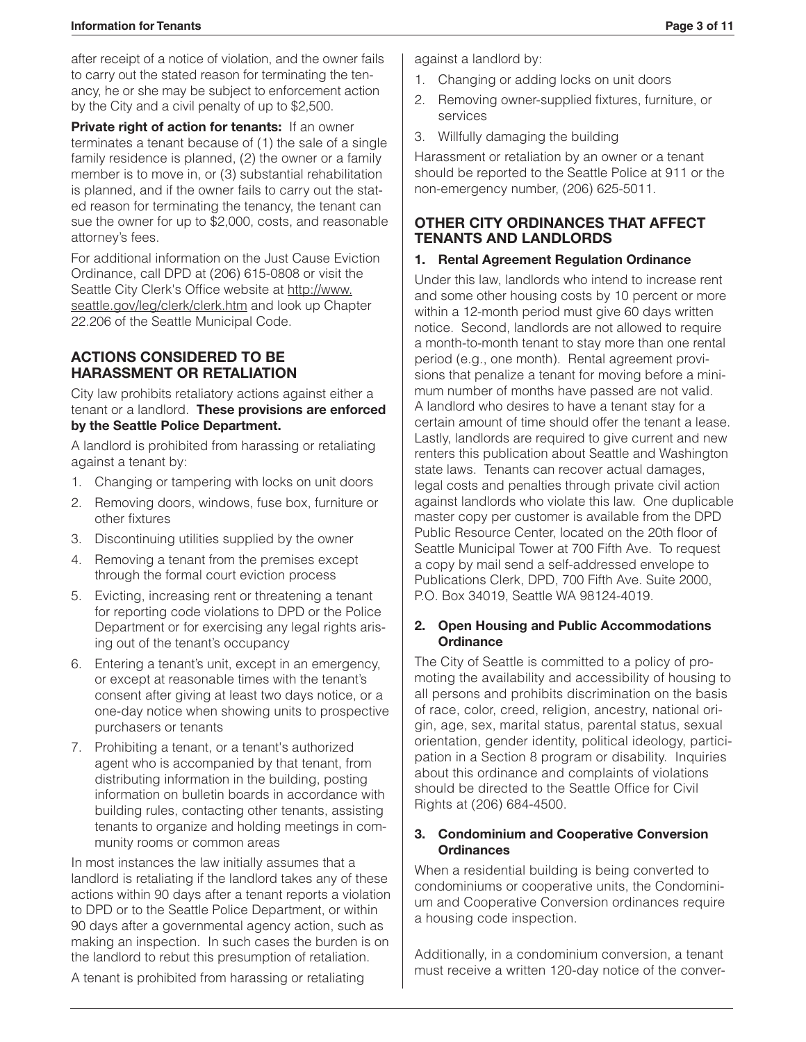after receipt of a notice of violation, and the owner fails to carry out the stated reason for terminating the tenancy, he or she may be subject to enforcement action by the City and a civil penalty of up to $2,500.

**Private right of action for tenants:** If an owner terminates a tenant because of (1) the sale of a single family residence is planned, (2) the owner or a family member is to move in, or (3) substantial rehabilitation is planned, and if the owner fails to carry out the stated reason for terminating the tenancy, the tenant can sue the owner for up to $2,000, costs, and reasonable attorney's fees.

For additional information on the Just Cause Eviction Ordinance, call DPD at (206) 615-0808 or visit the Seattle City Clerk's Office website at http://www.seattle.gov/leg/clerk/clerk.htm and look up Chapter 22.206 of the Seattle Municipal Code.

## ACTIONS CONSIDERED TO BE HARASSMENT OR RETALIATION

City law prohibits retaliatory actions against either a tenant or a landlord. **These provisions are enforced by the Seattle Police Department.**

A landlord is prohibited from harassing or retaliating against a tenant by:

1. Changing or tampering with locks on unit doors
2. Removing doors, windows, fuse box, furniture or other fixtures
3. Discontinuing utilities supplied by the owner
4. Removing a tenant from the premises except through the formal court eviction process
5. Evicting, increasing rent or threatening a tenant for reporting code violations to DPD or the Police Department or for exercising any legal rights arising out of the tenant's occupancy
6. Entering a tenant's unit, except in an emergency, or except at reasonable times with the tenant's consent after giving at least two days notice, or a one-day notice when showing units to prospective purchasers or tenants
7. Prohibiting a tenant, or a tenant's authorized agent who is accompanied by that tenant, from distributing information in the building, posting information on bulletin boards in accordance with building rules, contacting other tenants, assisting tenants to organize and holding meetings in community rooms or common areas

In most instances the law initially assumes that a landlord is retaliating if the landlord takes any of these actions within 90 days after a tenant reports a violation to DPD or to the Seattle Police Department, or within 90 days after a governmental agency action, such as making an inspection. In such cases the burden is on the landlord to rebut this presumption of retaliation.

A tenant is prohibited from harassing or retaliating against a landlord by:

1. Changing or adding locks on unit doors
2. Removing owner-supplied fixtures, furniture, or services
3. Willfully damaging the building

Harassment or retaliation by an owner or a tenant should be reported to the Seattle Police at 911 or the non-emergency number, (206) 625-5011.

## OTHER CITY ORDINANCES THAT AFFECT TENANTS AND LANDLORDS

### 1. Rental Agreement Regulation Ordinance

Under this law, landlords who intend to increase rent and some other housing costs by 10 percent or more within a 12-month period must give 60 days written notice. Second, landlords are not allowed to require a month-to-month tenant to stay more than one rental period (e.g., one month). Rental agreement provisions that penalize a tenant for moving before a minimum number of months have passed are not valid. A landlord who desires to have a tenant stay for a certain amount of time should offer the tenant a lease. Lastly, landlords are required to give current and new renters this publication about Seattle and Washington state laws. Tenants can recover actual damages, legal costs and penalties through private civil action against landlords who violate this law. One duplicable master copy per customer is available from the DPD Public Resource Center, located on the 20th floor of Seattle Municipal Tower at 700 Fifth Ave. To request a copy by mail send a self-addressed envelope to Publications Clerk, DPD, 700 Fifth Ave. Suite 2000, P.O. Box 34019, Seattle WA 98124-4019.

### 2. Open Housing and Public Accommodations Ordinance

The City of Seattle is committed to a policy of promoting the availability and accessibility of housing to all persons and prohibits discrimination on the basis of race, color, creed, religion, ancestry, national origin, age, sex, marital status, parental status, sexual orientation, gender identity, political ideology, participation in a Section 8 program or disability. Inquiries about this ordinance and complaints of violations should be directed to the Seattle Office for Civil Rights at (206) 684-4500.

### 3. Condominium and Cooperative Conversion Ordinances

When a residential building is being converted to condominiums or cooperative units, the Condominium and Cooperative Conversion ordinances require a housing code inspection.

Additionally, in a condominium conversion, a tenant must receive a written 120-day notice of the conver-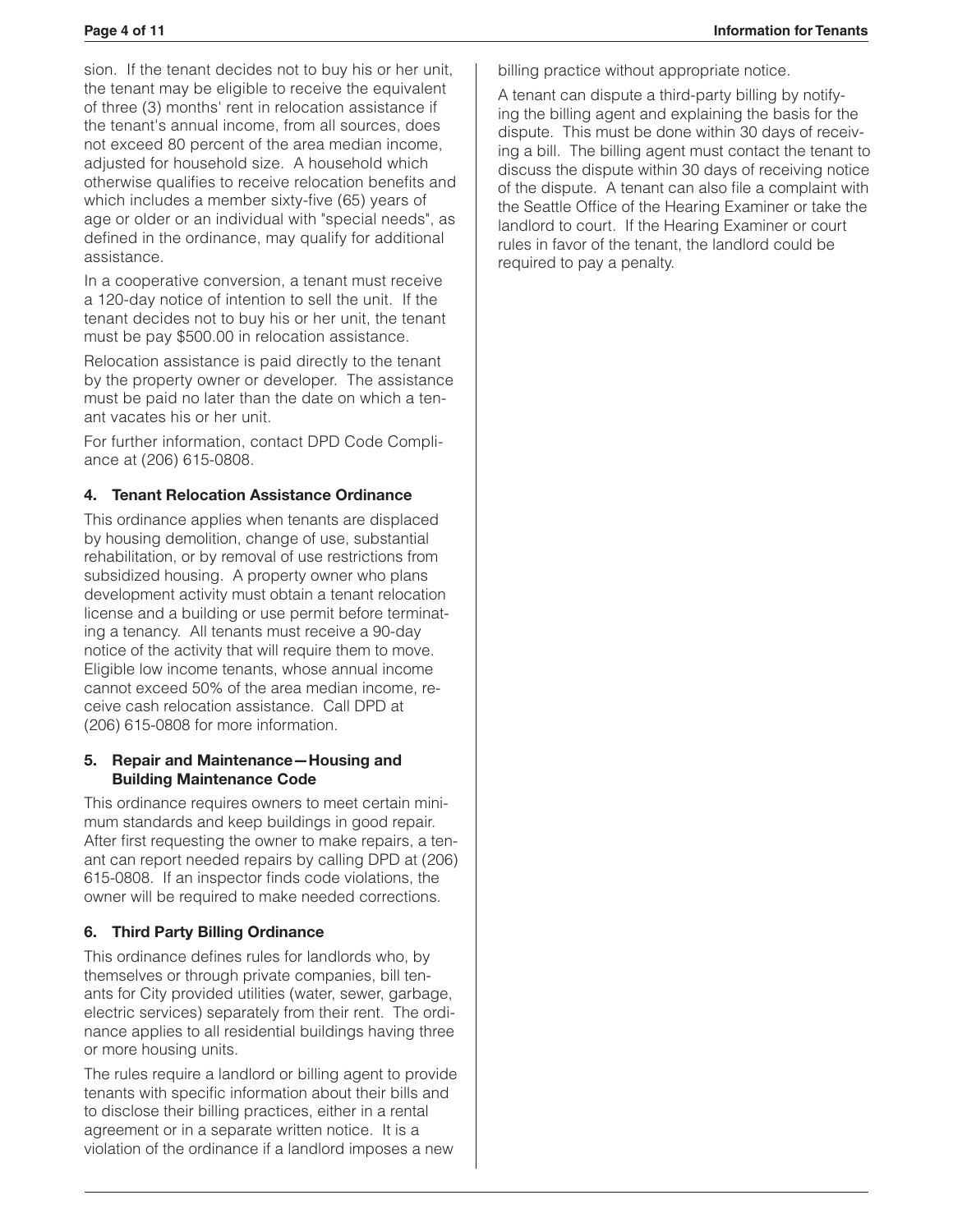sion. If the tenant decides not to buy his or her unit, the tenant may be eligible to receive the equivalent of three (3) months' rent in relocation assistance if the tenant's annual income, from all sources, does not exceed 80 percent of the area median income, adjusted for household size. A household which otherwise qualifies to receive relocation benefits and which includes a member sixty-five (65) years of age or older or an individual with "special needs", as defined in the ordinance, may qualify for additional assistance.

In a cooperative conversion, a tenant must receive a 120-day notice of intention to sell the unit. If the tenant decides not to buy his or her unit, the tenant must be pay $500.00 in relocation assistance.

Relocation assistance is paid directly to the tenant by the property owner or developer. The assistance must be paid no later than the date on which a tenant vacates his or her unit.

For further information, contact DPD Code Compliance at (206) 615-0808.

### 4. Tenant Relocation Assistance Ordinance

This ordinance applies when tenants are displaced by housing demolition, change of use, substantial rehabilitation, or by removal of use restrictions from subsidized housing. A property owner who plans development activity must obtain a tenant relocation license and a building or use permit before terminating a tenancy. All tenants must receive a 90-day notice of the activity that will require them to move. Eligible low income tenants, whose annual income cannot exceed 50% of the area median income, receive cash relocation assistance. Call DPD at (206) 615-0808 for more information.

### 5. Repair and Maintenance—Housing and Building Maintenance Code

This ordinance requires owners to meet certain minimum standards and keep buildings in good repair. After first requesting the owner to make repairs, a tenant can report needed repairs by calling DPD at (206) 615-0808. If an inspector finds code violations, the owner will be required to make needed corrections.

### 6. Third Party Billing Ordinance

This ordinance defines rules for landlords who, by themselves or through private companies, bill tenants for City provided utilities (water, sewer, garbage, electric services) separately from their rent. The ordinance applies to all residential buildings having three or more housing units.

The rules require a landlord or billing agent to provide tenants with specific information about their bills and to disclose their billing practices, either in a rental agreement or in a separate written notice. It is a violation of the ordinance if a landlord imposes a new billing practice without appropriate notice.

A tenant can dispute a third-party billing by notifying the billing agent and explaining the basis for the dispute. This must be done within 30 days of receiving a bill. The billing agent must contact the tenant to discuss the dispute within 30 days of receiving notice of the dispute. A tenant can also file a complaint with the Seattle Office of the Hearing Examiner or take the landlord to court. If the Hearing Examiner or court rules in favor of the tenant, the landlord could be required to pay a penalty.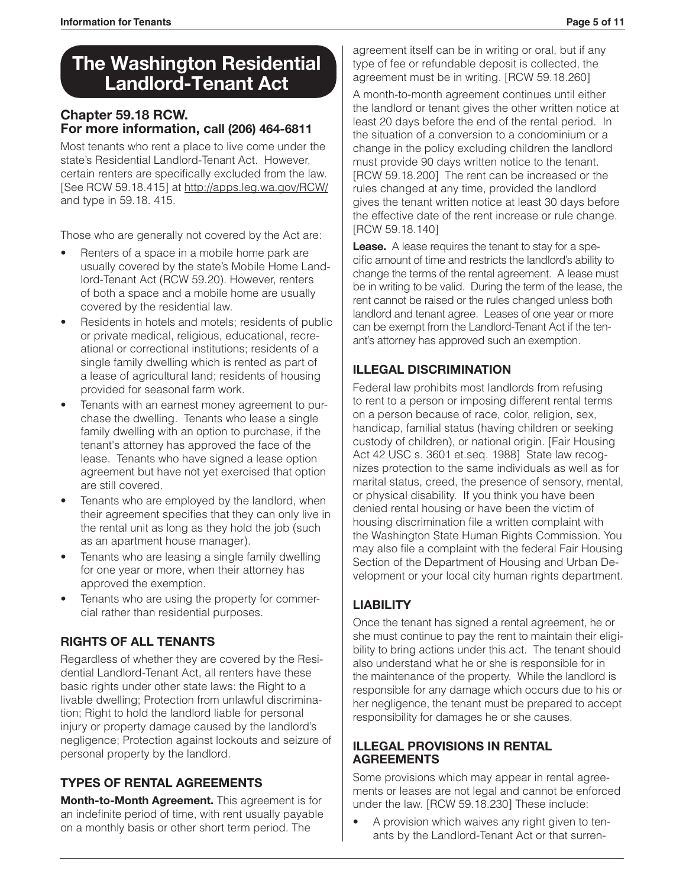# The Washington Residential Landlord-Tenant Act

## Chapter 59.18 RCW. For more information, call (206) 464-6811

Most tenants who rent a place to live come under the state's Residential Landlord-Tenant Act. However, certain renters are specifically excluded from the law. [See RCW 59.18.415] at http://apps.leg.wa.gov/RCW/ and type in 59.18. 415.

Those who are generally not covered by the Act are:

- Renters of a space in a mobile home park are usually covered by the state's Mobile Home Landlord-Tenant Act (RCW 59.20). However, renters of both a space and a mobile home are usually covered by the residential law.
- Residents in hotels and motels; residents of public or private medical, religious, educational, recreational or correctional institutions; residents of a single family dwelling which is rented as part of a lease of agricultural land; residents of housing provided for seasonal farm work.
- Tenants with an earnest money agreement to purchase the dwelling. Tenants who lease a single family dwelling with an option to purchase, if the tenant's attorney has approved the face of the lease. Tenants who have signed a lease option agreement but have not yet exercised that option are still covered.
- Tenants who are employed by the landlord, when their agreement specifies that they can only live in the rental unit as long as they hold the job (such as an apartment house manager).
- Tenants who are leasing a single family dwelling for one year or more, when their attorney has approved the exemption.
- Tenants who are using the property for commercial rather than residential purposes.

### RIGHTS OF ALL TENANTS

Regardless of whether they are covered by the Residential Landlord-Tenant Act, all renters have these basic rights under other state laws: the Right to a livable dwelling; Protection from unlawful discrimination; Right to hold the landlord liable for personal injury or property damage caused by the landlord's negligence; Protection against lockouts and seizure of personal property by the landlord.

### TYPES OF RENTAL AGREEMENTS

**Month-to-Month Agreement.** This agreement is for an indefinite period of time, with rent usually payable on a monthly basis or other short term period. The agreement itself can be in writing or oral, but if any type of fee or refundable deposit is collected, the agreement must be in writing. [RCW 59.18.260]

A month-to-month agreement continues until either the landlord or tenant gives the other written notice at least 20 days before the end of the rental period. In the situation of a conversion to a condominium or a change in the policy excluding children the landlord must provide 90 days written notice to the tenant. [RCW 59.18.200] The rent can be increased or the rules changed at any time, provided the landlord gives the tenant written notice at least 30 days before the effective date of the rent increase or rule change. [RCW 59.18.140]

**Lease.** A lease requires the tenant to stay for a specific amount of time and restricts the landlord's ability to change the terms of the rental agreement. A lease must be in writing to be valid. During the term of the lease, the rent cannot be raised or the rules changed unless both landlord and tenant agree. Leases of one year or more can be exempt from the Landlord-Tenant Act if the tenant's attorney has approved such an exemption.

### ILLEGAL DISCRIMINATION

Federal law prohibits most landlords from refusing to rent to a person or imposing different rental terms on a person because of race, color, religion, sex, handicap, familial status (having children or seeking custody of children), or national origin. [Fair Housing Act 42 USC s. 3601 et.seq. 1988] State law recognizes protection to the same individuals as well as for marital status, creed, the presence of sensory, mental, or physical disability. If you think you have been denied rental housing or have been the victim of housing discrimination file a written complaint with the Washington State Human Rights Commission. You may also file a complaint with the federal Fair Housing Section of the Department of Housing and Urban Development or your local city human rights department.

### LIABILITY

Once the tenant has signed a rental agreement, he or she must continue to pay the rent to maintain their eligibility to bring actions under this act. The tenant should also understand what he or she is responsible for in the maintenance of the property. While the landlord is responsible for any damage which occurs due to his or her negligence, the tenant must be prepared to accept responsibility for damages he or she causes.

### ILLEGAL PROVISIONS IN RENTAL AGREEMENTS

Some provisions which may appear in rental agreements or leases are not legal and cannot be enforced under the law. [RCW 59.18.230] These include:

- A provision which waives any right given to tenants by the Landlord-Tenant Act or that surren-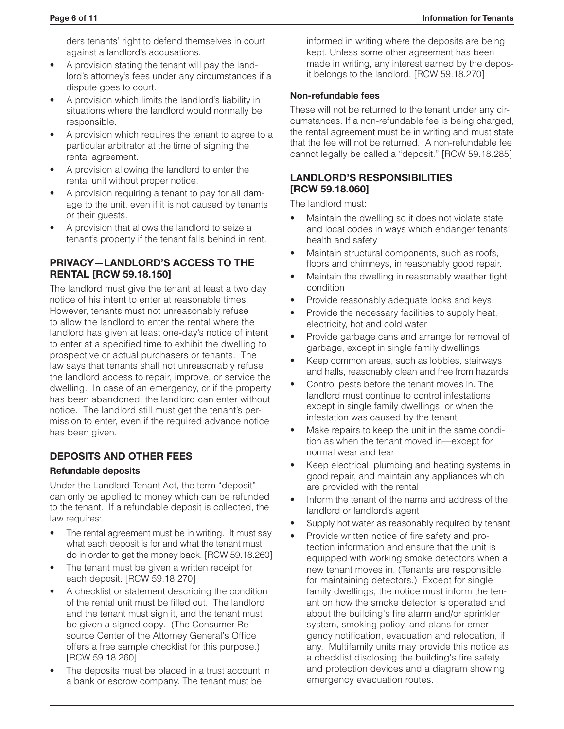ders tenants' right to defend themselves in court against a landlord's accusations.

- A provision stating the tenant will pay the landlord's attorney's fees under any circumstances if a dispute goes to court.
- A provision which limits the landlord's liability in situations where the landlord would normally be responsible.
- A provision which requires the tenant to agree to a particular arbitrator at the time of signing the rental agreement.
- A provision allowing the landlord to enter the rental unit without proper notice.
- A provision requiring a tenant to pay for all damage to the unit, even if it is not caused by tenants or their guests.
- A provision that allows the landlord to seize a tenant's property if the tenant falls behind in rent.

## PRIVACY—LANDLORD'S ACCESS TO THE RENTAL [RCW 59.18.150]

The landlord must give the tenant at least a two day notice of his intent to enter at reasonable times. However, tenants must not unreasonably refuse to allow the landlord to enter the rental where the landlord has given at least one-day's notice of intent to enter at a specified time to exhibit the dwelling to prospective or actual purchasers or tenants. The law says that tenants shall not unreasonably refuse the landlord access to repair, improve, or service the dwelling. In case of an emergency, or if the property has been abandoned, the landlord can enter without notice. The landlord still must get the tenant's permission to enter, even if the required advance notice has been given.

## DEPOSITS AND OTHER FEES

### Refundable deposits

Under the Landlord-Tenant Act, the term "deposit" can only be applied to money which can be refunded to the tenant. If a refundable deposit is collected, the law requires:

- The rental agreement must be in writing. It must say what each deposit is for and what the tenant must do in order to get the money back. [RCW 59.18.260]
- The tenant must be given a written receipt for each deposit. [RCW 59.18.270]
- A checklist or statement describing the condition of the rental unit must be filled out. The landlord and the tenant must sign it, and the tenant must be given a signed copy. (The Consumer Resource Center of the Attorney General's Office offers a free sample checklist for this purpose.) [RCW 59.18.260]
- The deposits must be placed in a trust account in a bank or escrow company. The tenant must be informed in writing where the deposits are being kept. Unless some other agreement has been made in writing, any interest earned by the deposit belongs to the landlord. [RCW 59.18.270]

### Non-refundable fees

These will not be returned to the tenant under any circumstances. If a non-refundable fee is being charged, the rental agreement must be in writing and must state that the fee will not be returned. A non-refundable fee cannot legally be called a "deposit." [RCW 59.18.285]

## LANDLORD'S RESPONSIBILITIES [RCW 59.18.060]

The landlord must:

- Maintain the dwelling so it does not violate state and local codes in ways which endanger tenants' health and safety
- Maintain structural components, such as roofs, floors and chimneys, in reasonably good repair.
- Maintain the dwelling in reasonably weather tight condition
- Provide reasonably adequate locks and keys.
- Provide the necessary facilities to supply heat, electricity, hot and cold water
- Provide garbage cans and arrange for removal of garbage, except in single family dwellings
- Keep common areas, such as lobbies, stairways and halls, reasonably clean and free from hazards
- Control pests before the tenant moves in. The landlord must continue to control infestations except in single family dwellings, or when the infestation was caused by the tenant
- Make repairs to keep the unit in the same condition as when the tenant moved in—except for normal wear and tear
- Keep electrical, plumbing and heating systems in good repair, and maintain any appliances which are provided with the rental
- Inform the tenant of the name and address of the landlord or landlord's agent
- Supply hot water as reasonably required by tenant
- Provide written notice of fire safety and protection information and ensure that the unit is equipped with working smoke detectors when a new tenant moves in. (Tenants are responsible for maintaining detectors.) Except for single family dwellings, the notice must inform the tenant on how the smoke detector is operated and about the building's fire alarm and/or sprinkler system, smoking policy, and plans for emergency notification, evacuation and relocation, if any. Multifamily units may provide this notice as a checklist disclosing the building's fire safety and protection devices and a diagram showing emergency evacuation routes.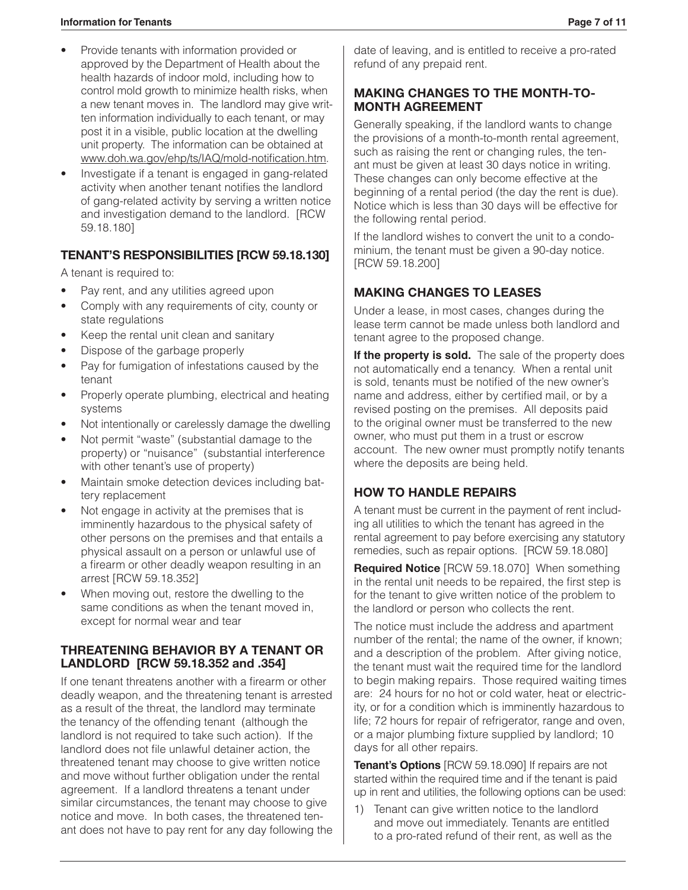- Provide tenants with information provided or approved by the Department of Health about the health hazards of indoor mold, including how to control mold growth to minimize health risks, when a new tenant moves in. The landlord may give written information individually to each tenant, or may post it in a visible, public location at the dwelling unit property. The information can be obtained at www.doh.wa.gov/ehp/ts/IAQ/mold-notification.htm.
- Investigate if a tenant is engaged in gang-related activity when another tenant notifies the landlord of gang-related activity by serving a written notice and investigation demand to the landlord. [RCW 59.18.180]

## TENANT'S RESPONSIBILITIES [RCW 59.18.130]

A tenant is required to:

- Pay rent, and any utilities agreed upon
- Comply with any requirements of city, county or state regulations
- Keep the rental unit clean and sanitary
- Dispose of the garbage properly
- Pay for fumigation of infestations caused by the tenant
- Properly operate plumbing, electrical and heating systems
- Not intentionally or carelessly damage the dwelling
- Not permit "waste" (substantial damage to the property) or "nuisance" (substantial interference with other tenant's use of property)
- Maintain smoke detection devices including battery replacement
- Not engage in activity at the premises that is imminently hazardous to the physical safety of other persons on the premises and that entails a physical assault on a person or unlawful use of a firearm or other deadly weapon resulting in an arrest [RCW 59.18.352]
- When moving out, restore the dwelling to the same conditions as when the tenant moved in, except for normal wear and tear

## THREATENING BEHAVIOR BY A TENANT OR LANDLORD [RCW 59.18.352 and .354]

If one tenant threatens another with a firearm or other deadly weapon, and the threatening tenant is arrested as a result of the threat, the landlord may terminate the tenancy of the offending tenant (although the landlord is not required to take such action). If the landlord does not file unlawful detainer action, the threatened tenant may choose to give written notice and move without further obligation under the rental agreement. If a landlord threatens a tenant under similar circumstances, the tenant may choose to give notice and move. In both cases, the threatened tenant does not have to pay rent for any day following the date of leaving, and is entitled to receive a pro-rated refund of any prepaid rent.

## MAKING CHANGES TO THE MONTH-TO-MONTH AGREEMENT

Generally speaking, if the landlord wants to change the provisions of a month-to-month rental agreement, such as raising the rent or changing rules, the tenant must be given at least 30 days notice in writing. These changes can only become effective at the beginning of a rental period (the day the rent is due). Notice which is less than 30 days will be effective for the following rental period.

If the landlord wishes to convert the unit to a condominium, the tenant must be given a 90-day notice. [RCW 59.18.200]

## MAKING CHANGES TO LEASES

Under a lease, in most cases, changes during the lease term cannot be made unless both landlord and tenant agree to the proposed change.

**If the property is sold.** The sale of the property does not automatically end a tenancy. When a rental unit is sold, tenants must be notified of the new owner's name and address, either by certified mail, or by a revised posting on the premises. All deposits paid to the original owner must be transferred to the new owner, who must put them in a trust or escrow account. The new owner must promptly notify tenants where the deposits are being held.

## HOW TO HANDLE REPAIRS

A tenant must be current in the payment of rent including all utilities to which the tenant has agreed in the rental agreement to pay before exercising any statutory remedies, such as repair options. [RCW 59.18.080]

**Required Notice** [RCW 59.18.070] When something in the rental unit needs to be repaired, the first step is for the tenant to give written notice of the problem to the landlord or person who collects the rent.

The notice must include the address and apartment number of the rental; the name of the owner, if known; and a description of the problem. After giving notice, the tenant must wait the required time for the landlord to begin making repairs. Those required waiting times are: 24 hours for no hot or cold water, heat or electricity, or for a condition which is imminently hazardous to life; 72 hours for repair of refrigerator, range and oven, or a major plumbing fixture supplied by landlord; 10 days for all other repairs.

**Tenant's Options** [RCW 59.18.090] If repairs are not started within the required time and if the tenant is paid up in rent and utilities, the following options can be used:

1) Tenant can give written notice to the landlord and move out immediately. Tenants are entitled to a pro-rated refund of their rent, as well as the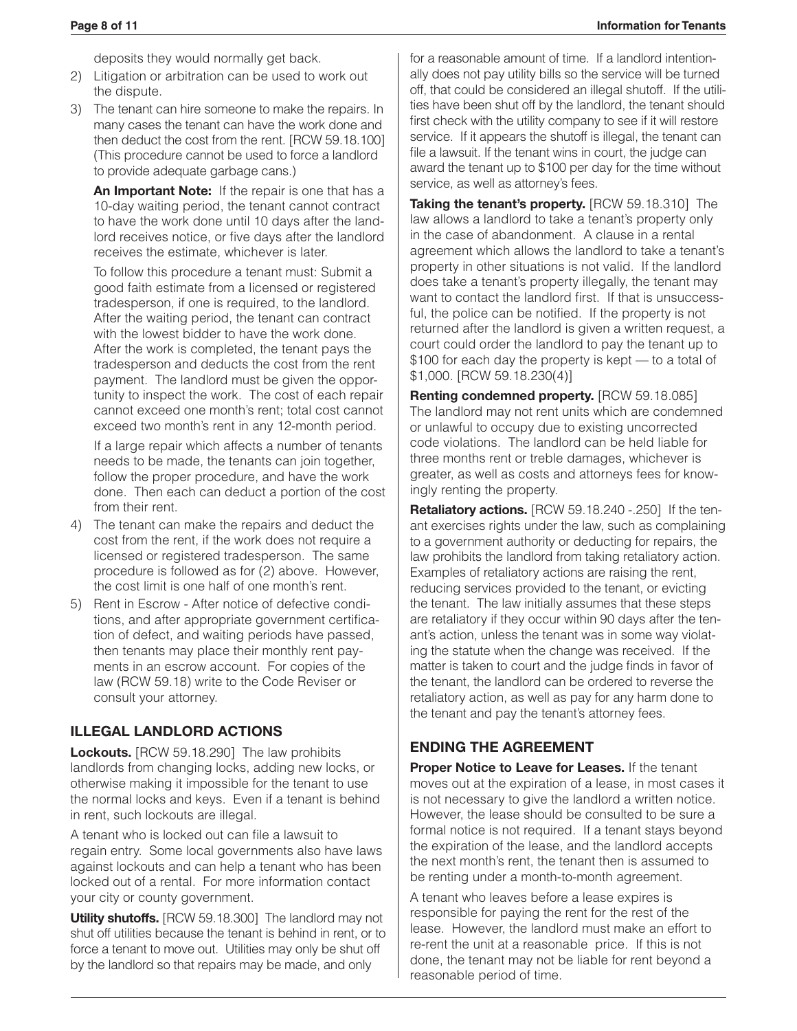deposits they would normally get back.

2) Litigation or arbitration can be used to work out the dispute.
3) The tenant can hire someone to make the repairs. In many cases the tenant can have the work done and then deduct the cost from the rent. [RCW 59.18.100] (This procedure cannot be used to force a landlord to provide adequate garbage cans.)

   **An Important Note:** If the repair is one that has a 10-day waiting period, the tenant cannot contract to have the work done until 10 days after the landlord receives notice, or five days after the landlord receives the estimate, whichever is later.

   To follow this procedure a tenant must: Submit a good faith estimate from a licensed or registered tradesperson, if one is required, to the landlord. After the waiting period, the tenant can contract with the lowest bidder to have the work done. After the work is completed, the tenant pays the tradesperson and deducts the cost from the rent payment. The landlord must be given the opportunity to inspect the work. The cost of each repair cannot exceed one month's rent; total cost cannot exceed two month's rent in any 12-month period.

   If a large repair which affects a number of tenants needs to be made, the tenants can join together, follow the proper procedure, and have the work done. Then each can deduct a portion of the cost from their rent.

4) The tenant can make the repairs and deduct the cost from the rent, if the work does not require a licensed or registered tradesperson. The same procedure is followed as for (2) above. However, the cost limit is one half of one month's rent.
5) Rent in Escrow - After notice of defective conditions, and after appropriate government certification of defect, and waiting periods have passed, then tenants may place their monthly rent payments in an escrow account. For copies of the law (RCW 59.18) write to the Code Reviser or consult your attorney.

## ILLEGAL LANDLORD ACTIONS

**Lockouts.** [RCW 59.18.290] The law prohibits landlords from changing locks, adding new locks, or otherwise making it impossible for the tenant to use the normal locks and keys. Even if a tenant is behind in rent, such lockouts are illegal.

A tenant who is locked out can file a lawsuit to regain entry. Some local governments also have laws against lockouts and can help a tenant who has been locked out of a rental. For more information contact your city or county government.

**Utility shutoffs.** [RCW 59.18.300] The landlord may not shut off utilities because the tenant is behind in rent, or to force a tenant to move out. Utilities may only be shut off by the landlord so that repairs may be made, and only for a reasonable amount of time. If a landlord intentionally does not pay utility bills so the service will be turned off, that could be considered an illegal shutoff. If the utilities have been shut off by the landlord, the tenant should first check with the utility company to see if it will restore service. If it appears the shutoff is illegal, the tenant can file a lawsuit. If the tenant wins in court, the judge can award the tenant up to $100 per day for the time without service, as well as attorney's fees.

**Taking the tenant's property.** [RCW 59.18.310] The law allows a landlord to take a tenant's property only in the case of abandonment. A clause in a rental agreement which allows the landlord to take a tenant's property in other situations is not valid. If the landlord does take a tenant's property illegally, the tenant may want to contact the landlord first. If that is unsuccessful, the police can be notified. If the property is not returned after the landlord is given a written request, a court could order the landlord to pay the tenant up to $100 for each day the property is kept — to a total of $1,000. [RCW 59.18.230(4)]

**Renting condemned property.** [RCW 59.18.085] The landlord may not rent units which are condemned or unlawful to occupy due to existing uncorrected code violations. The landlord can be held liable for three months rent or treble damages, whichever is greater, as well as costs and attorneys fees for knowingly renting the property.

**Retaliatory actions.** [RCW 59.18.240 -.250] If the tenant exercises rights under the law, such as complaining to a government authority or deducting for repairs, the law prohibits the landlord from taking retaliatory action. Examples of retaliatory actions are raising the rent, reducing services provided to the tenant, or evicting the tenant. The law initially assumes that these steps are retaliatory if they occur within 90 days after the tenant's action, unless the tenant was in some way violating the statute when the change was received. If the matter is taken to court and the judge finds in favor of the tenant, the landlord can be ordered to reverse the retaliatory action, as well as pay for any harm done to the tenant and pay the tenant's attorney fees.

## ENDING THE AGREEMENT

**Proper Notice to Leave for Leases.** If the tenant moves out at the expiration of a lease, in most cases it is not necessary to give the landlord a written notice. However, the lease should be consulted to be sure a formal notice is not required. If a tenant stays beyond the expiration of the lease, and the landlord accepts the next month's rent, the tenant then is assumed to be renting under a month-to-month agreement.

A tenant who leaves before a lease expires is responsible for paying the rent for the rest of the lease. However, the landlord must make an effort to re-rent the unit at a reasonable price. If this is not done, the tenant may not be liable for rent beyond a reasonable period of time.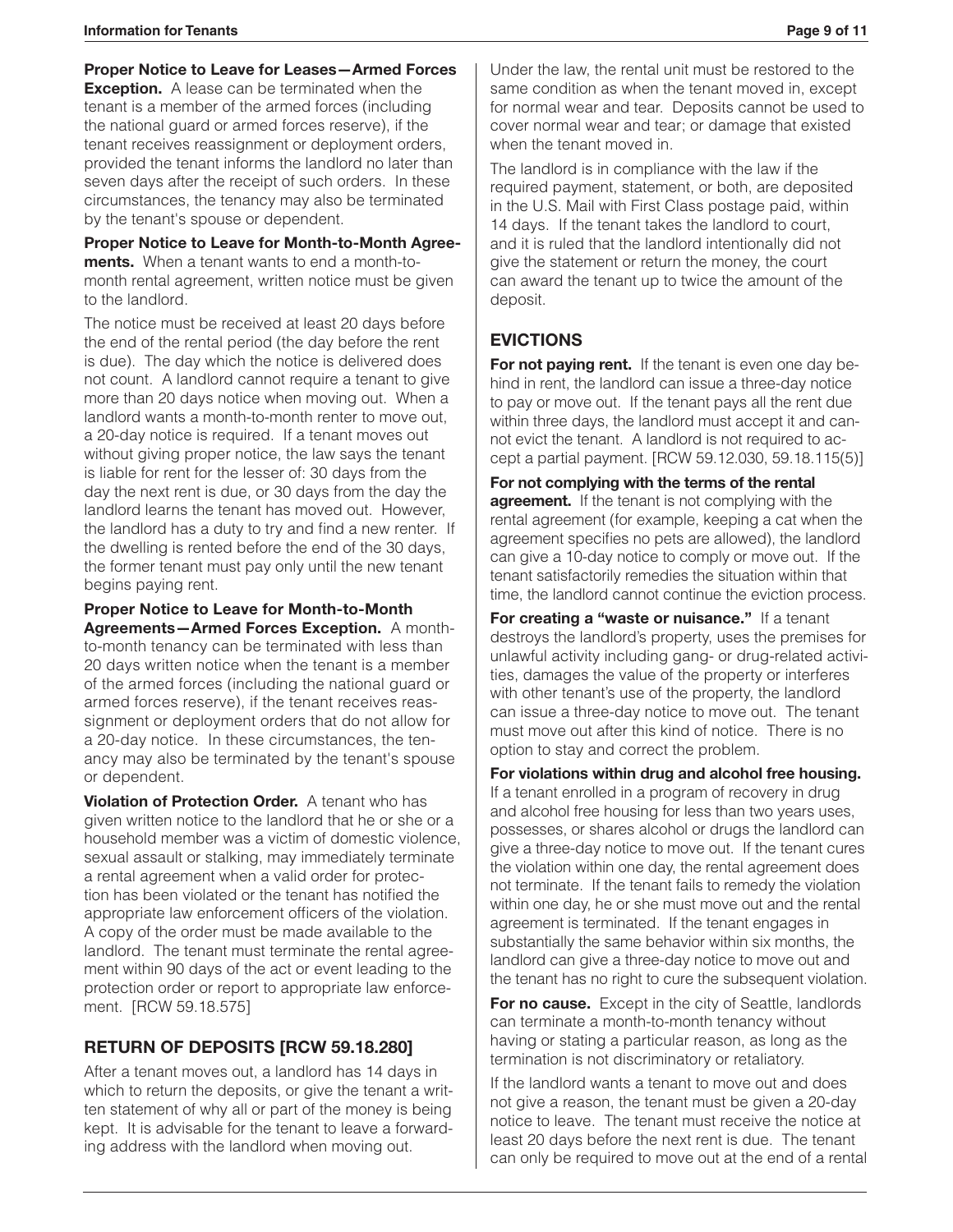**Proper Notice to Leave for Leases—Armed Forces Exception.** A lease can be terminated when the tenant is a member of the armed forces (including the national guard or armed forces reserve), if the tenant receives reassignment or deployment orders, provided the tenant informs the landlord no later than seven days after the receipt of such orders. In these circumstances, the tenancy may also be terminated by the tenant's spouse or dependent.

**Proper Notice to Leave for Month-to-Month Agreements.** When a tenant wants to end a month-to-month rental agreement, written notice must be given to the landlord.

The notice must be received at least 20 days before the end of the rental period (the day before the rent is due). The day which the notice is delivered does not count. A landlord cannot require a tenant to give more than 20 days notice when moving out. When a landlord wants a month-to-month renter to move out, a 20-day notice is required. If a tenant moves out without giving proper notice, the law says the tenant is liable for rent for the lesser of: 30 days from the day the next rent is due, or 30 days from the day the landlord learns the tenant has moved out. However, the landlord has a duty to try and find a new renter. If the dwelling is rented before the end of the 30 days, the former tenant must pay only until the new tenant begins paying rent.

**Proper Notice to Leave for Month-to-Month Agreements—Armed Forces Exception.** A month-to-month tenancy can be terminated with less than 20 days written notice when the tenant is a member of the armed forces (including the national guard or armed forces reserve), if the tenant receives reassignment or deployment orders that do not allow for a 20-day notice. In these circumstances, the tenancy may also be terminated by the tenant's spouse or dependent.

**Violation of Protection Order.** A tenant who has given written notice to the landlord that he or she or a household member was a victim of domestic violence, sexual assault or stalking, may immediately terminate a rental agreement when a valid order for protection has been violated or the tenant has notified the appropriate law enforcement officers of the violation. A copy of the order must be made available to the landlord. The tenant must terminate the rental agreement within 90 days of the act or event leading to the protection order or report to appropriate law enforcement. [RCW 59.18.575]

## RETURN OF DEPOSITS [RCW 59.18.280]

After a tenant moves out, a landlord has 14 days in which to return the deposits, or give the tenant a written statement of why all or part of the money is being kept. It is advisable for the tenant to leave a forwarding address with the landlord when moving out.

Under the law, the rental unit must be restored to the same condition as when the tenant moved in, except for normal wear and tear. Deposits cannot be used to cover normal wear and tear; or damage that existed when the tenant moved in.

The landlord is in compliance with the law if the required payment, statement, or both, are deposited in the U.S. Mail with First Class postage paid, within 14 days. If the tenant takes the landlord to court, and it is ruled that the landlord intentionally did not give the statement or return the money, the court can award the tenant up to twice the amount of the deposit.

## EVICTIONS

**For not paying rent.** If the tenant is even one day behind in rent, the landlord can issue a three-day notice to pay or move out. If the tenant pays all the rent due within three days, the landlord must accept it and cannot evict the tenant. A landlord is not required to accept a partial payment. [RCW 59.12.030, 59.18.115(5)]

**For not complying with the terms of the rental agreement.** If the tenant is not complying with the rental agreement (for example, keeping a cat when the agreement specifies no pets are allowed), the landlord can give a 10-day notice to comply or move out. If the tenant satisfactorily remedies the situation within that time, the landlord cannot continue the eviction process.

**For creating a "waste or nuisance."** If a tenant destroys the landlord's property, uses the premises for unlawful activity including gang- or drug-related activities, damages the value of the property or interferes with other tenant's use of the property, the landlord can issue a three-day notice to move out. The tenant must move out after this kind of notice. There is no option to stay and correct the problem.

**For violations within drug and alcohol free housing.** If a tenant enrolled in a program of recovery in drug and alcohol free housing for less than two years uses, possesses, or shares alcohol or drugs the landlord can give a three-day notice to move out. If the tenant cures the violation within one day, the rental agreement does not terminate. If the tenant fails to remedy the violation within one day, he or she must move out and the rental agreement is terminated. If the tenant engages in substantially the same behavior within six months, the landlord can give a three-day notice to move out and the tenant has no right to cure the subsequent violation.

**For no cause.** Except in the city of Seattle, landlords can terminate a month-to-month tenancy without having or stating a particular reason, as long as the termination is not discriminatory or retaliatory.

If the landlord wants a tenant to move out and does not give a reason, the tenant must be given a 20-day notice to leave. The tenant must receive the notice at least 20 days before the next rent is due. The tenant can only be required to move out at the end of a rental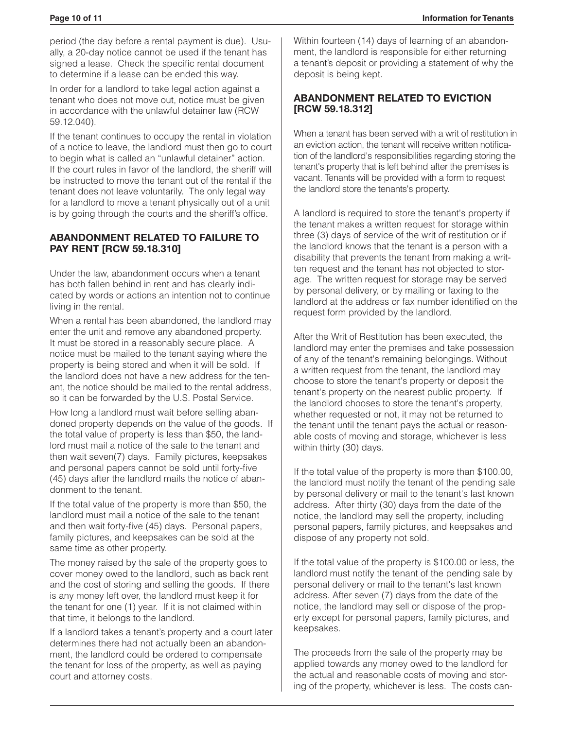period (the day before a rental payment is due). Usually, a 20-day notice cannot be used if the tenant has signed a lease. Check the specific rental document to determine if a lease can be ended this way.

In order for a landlord to take legal action against a tenant who does not move out, notice must be given in accordance with the unlawful detainer law (RCW 59.12.040).

If the tenant continues to occupy the rental in violation of a notice to leave, the landlord must then go to court to begin what is called an "unlawful detainer" action. If the court rules in favor of the landlord, the sheriff will be instructed to move the tenant out of the rental if the tenant does not leave voluntarily. The only legal way for a landlord to move a tenant physically out of a unit is by going through the courts and the sheriff's office.

## ABANDONMENT RELATED TO FAILURE TO PAY RENT [RCW 59.18.310]

Under the law, abandonment occurs when a tenant has both fallen behind in rent and has clearly indicated by words or actions an intention not to continue living in the rental.

When a rental has been abandoned, the landlord may enter the unit and remove any abandoned property. It must be stored in a reasonably secure place. A notice must be mailed to the tenant saying where the property is being stored and when it will be sold. If the landlord does not have a new address for the tenant, the notice should be mailed to the rental address, so it can be forwarded by the U.S. Postal Service.

How long a landlord must wait before selling abandoned property depends on the value of the goods. If the total value of property is less than $50, the landlord must mail a notice of the sale to the tenant and then wait seven(7) days. Family pictures, keepsakes and personal papers cannot be sold until forty-five (45) days after the landlord mails the notice of abandonment to the tenant.

If the total value of the property is more than $50, the landlord must mail a notice of the sale to the tenant and then wait forty-five (45) days. Personal papers, family pictures, and keepsakes can be sold at the same time as other property.

The money raised by the sale of the property goes to cover money owed to the landlord, such as back rent and the cost of storing and selling the goods. If there is any money left over, the landlord must keep it for the tenant for one (1) year. If it is not claimed within that time, it belongs to the landlord.

If a landlord takes a tenant's property and a court later determines there had not actually been an abandonment, the landlord could be ordered to compensate the tenant for loss of the property, as well as paying court and attorney costs.

Within fourteen (14) days of learning of an abandonment, the landlord is responsible for either returning a tenant's deposit or providing a statement of why the deposit is being kept.

## ABANDONMENT RELATED TO EVICTION [RCW 59.18.312]

When a tenant has been served with a writ of restitution in an eviction action, the tenant will receive written notification of the landlord's responsibilities regarding storing the tenant's property that is left behind after the premises is vacant. Tenants will be provided with a form to request the landlord store the tenants's property.

A landlord is required to store the tenant's property if the tenant makes a written request for storage within three (3) days of service of the writ of restitution or if the landlord knows that the tenant is a person with a disability that prevents the tenant from making a written request and the tenant has not objected to storage. The written request for storage may be served by personal delivery, or by mailing or faxing to the landlord at the address or fax number identified on the request form provided by the landlord.

After the Writ of Restitution has been executed, the landlord may enter the premises and take possession of any of the tenant's remaining belongings. Without a written request from the tenant, the landlord may choose to store the tenant's property or deposit the tenant's property on the nearest public property. If the landlord chooses to store the tenant's property, whether requested or not, it may not be returned to the tenant until the tenant pays the actual or reasonable costs of moving and storage, whichever is less within thirty (30) days.

If the total value of the property is more than $100.00, the landlord must notify the tenant of the pending sale by personal delivery or mail to the tenant's last known address. After thirty (30) days from the date of the notice, the landlord may sell the property, including personal papers, family pictures, and keepsakes and dispose of any property not sold.

If the total value of the property is $100.00 or less, the landlord must notify the tenant of the pending sale by personal delivery or mail to the tenant's last known address. After seven (7) days from the date of the notice, the landlord may sell or dispose of the property except for personal papers, family pictures, and keepsakes.

The proceeds from the sale of the property may be applied towards any money owed to the landlord for the actual and reasonable costs of moving and storing of the property, whichever is less. The costs can-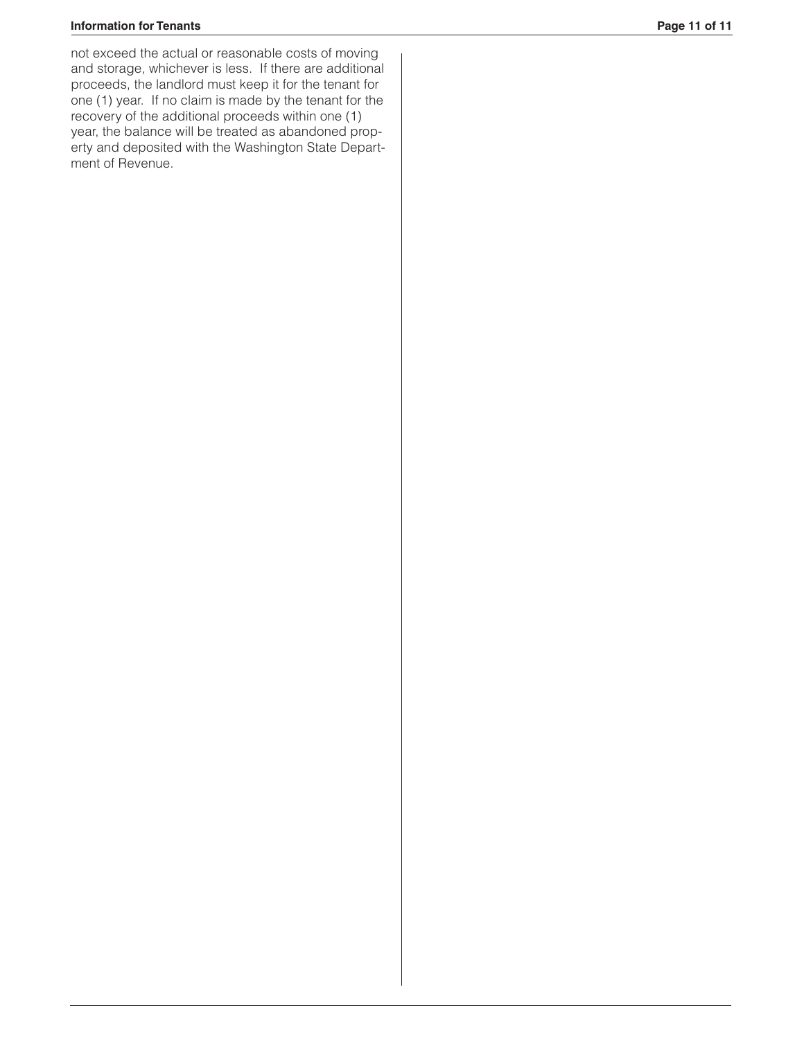not exceed the actual or reasonable costs of moving and storage, whichever is less. If there are additional proceeds, the landlord must keep it for the tenant for one (1) year. If no claim is made by the tenant for the recovery of the additional proceeds within one (1) year, the balance will be treated as abandoned property and deposited with the Washington State Department of Revenue.